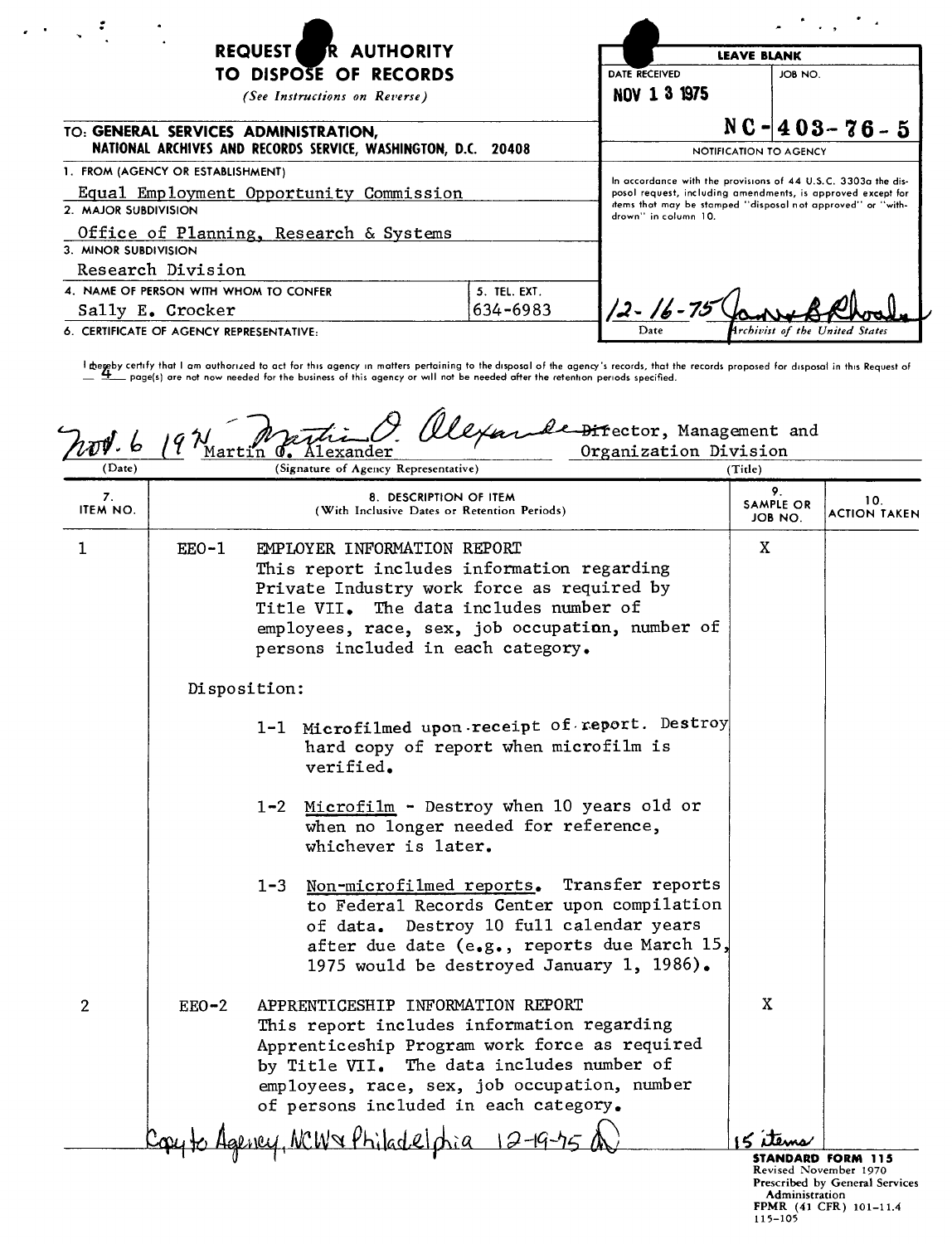# REQUEST FOR AUTHORITY TO DISPOSE OF RECORDS

*(See Instructions on Reverse)*

TO: **GENERAL SERVICES ADMINISTRATION, NATIONAL ARCHIVES AND RECORDS SERVICE, WASHINGTON, D.C. 20408**

| LEAVE BLANK | |
|---|---|
| DATE RECEIVED | JOB NO. |
| NOV 13 1975 | NC-403-76-5 |

NOTIFICATION TO AGENCY

In accordance with the provisions of 44 U.S.C. 3303a the disposal request, including amendments, is approved except for items that may be stamped "disposal not approved" or "withdrawn" in column 10.

12-16-75 — Date — [signature] Archivist of the United States

1. FROM (AGENCY OR ESTABLISHMENT)
   Equal Employment Opportunity Commission
2. MAJOR SUBDIVISION
   Office of Planning, Research & Systems
3. MINOR SUBDIVISION
   Research Division
4. NAME OF PERSON WITH WHOM TO CONFER
   Sally E. Crocker
5. TEL. EXT.
   634-6983
6. CERTIFICATE OF AGENCY REPRESENTATIVE:

I hereby certify that I am authorized to act for this agency in matters pertaining to the disposal of the agency's records, that the records proposed for disposal in this Request of 4 page(s) are not now needed for the business of this agency or will not be needed after the retention periods specified.

| (Date) | (Signature of Agency Representative) | (Title) |
|---|---|---|
| Nov. 6 1975 | Martin O. Alexander | Director, Management and Organization Division |

| 7. ITEM NO. | 8. DESCRIPTION OF ITEM (With Inclusive Dates or Retention Periods) | 9. SAMPLE OR JOB NO. | 10. ACTION TAKEN |
|---|---|---|---|
| 1 | EEO-1 EMPLOYER INFORMATION REPORT<br>This report includes information regarding Private Industry work force as required by Title VII. The data includes number of employees, race, sex, job occupation, number of persons included in each category.<br><br>Disposition:<br><br>1-1 Microfilmed upon receipt of report. Destroy hard copy of report when microfilm is verified.<br><br>1-2 Microfilm - Destroy when 10 years old or when no longer needed for reference, whichever is later.<br><br>1-3 Non-microfilmed reports. Transfer reports to Federal Records Center upon compilation of data. Destroy 10 full calendar years after due date (e.g., reports due March 15, 1975 would be destroyed January 1, 1986). | X | |
| 2 | EEO-2 APPRENTICESHIP INFORMATION REPORT<br>This report includes information regarding Apprenticeship Program work force as required by Title VII. The data includes number of employees, race, sex, job occupation, number of persons included in each category. | X | |

Copy to Agency, NCW & Philadelphia 12-19-75

15 items

**STANDARD FORM 115**
Revised November 1970
Prescribed by General Services Administration
FPMR (41 CFR) 101-11.4
115-105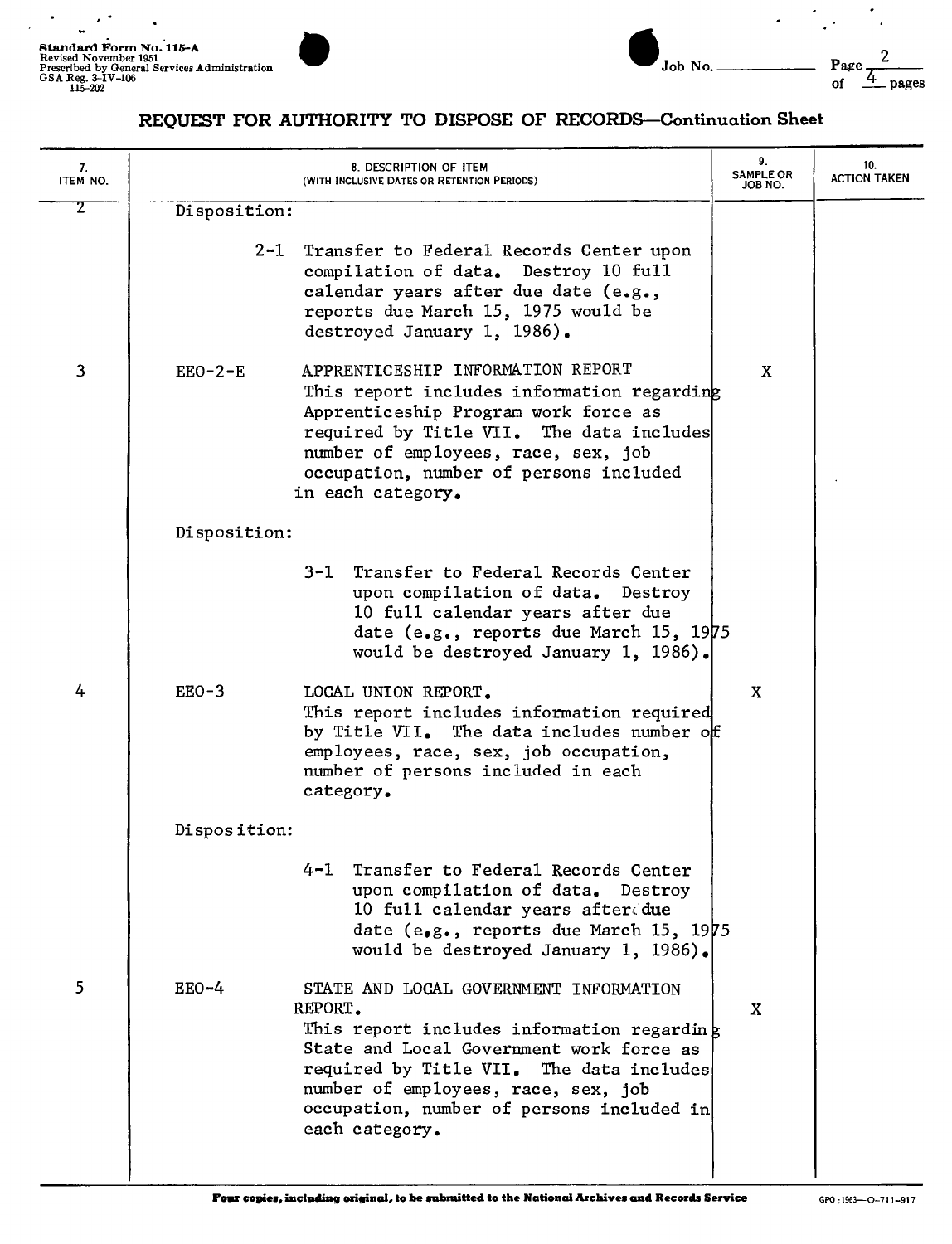Standard Form No. 115-A
Revised November 1951
Prescribed by General Services Administration
GSA Reg. 3-IV-106
115-202

Job No. ______

Page 2 of 4 pages

# REQUEST FOR AUTHORITY TO DISPOSE OF RECORDS—Continuation Sheet

| 7. ITEM NO. | 8. DESCRIPTION OF ITEM (WITH INCLUSIVE DATES OR RETENTION PERIODS) | 9. SAMPLE OR JOB NO. | 10. ACTION TAKEN |
|---|---|---|---|
| 2 | Disposition:<br><br>2-1 Transfer to Federal Records Center upon compilation of data. Destroy 10 full calendar years after due date (e.g., reports due March 15, 1975 would be destroyed January 1, 1986). | | |
| 3 | EEO-2-E APPRENTICESHIP INFORMATION REPORT<br>This report includes information regarding Apprenticeship Program work force as required by Title VII. The data includes number of employees, race, sex, job occupation, number of persons included in each category.<br><br>Disposition:<br><br>3-1 Transfer to Federal Records Center upon compilation of data. Destroy 10 full calendar years after due date (e.g., reports due March 15, 1975 would be destroyed January 1, 1986). | X | |
| 4 | EEO-3 LOCAL UNION REPORT.<br>This report includes information required by Title VII. The data includes number of employees, race, sex, job occupation, number of persons included in each category.<br><br>Disposition:<br><br>4-1 Transfer to Federal Records Center upon compilation of data. Destroy 10 full calendar years after due date (e.g., reports due March 15, 1975 would be destroyed January 1, 1986). | X | |
| 5 | EEO-4 STATE AND LOCAL GOVERNMENT INFORMATION REPORT.<br>This report includes information regarding State and Local Government work force as required by Title VII. The data includes number of employees, race, sex, job occupation, number of persons included in each category. | X | |

Four copies, including original, to be submitted to the National Archives and Records Service

GPO : 1963—O-711-917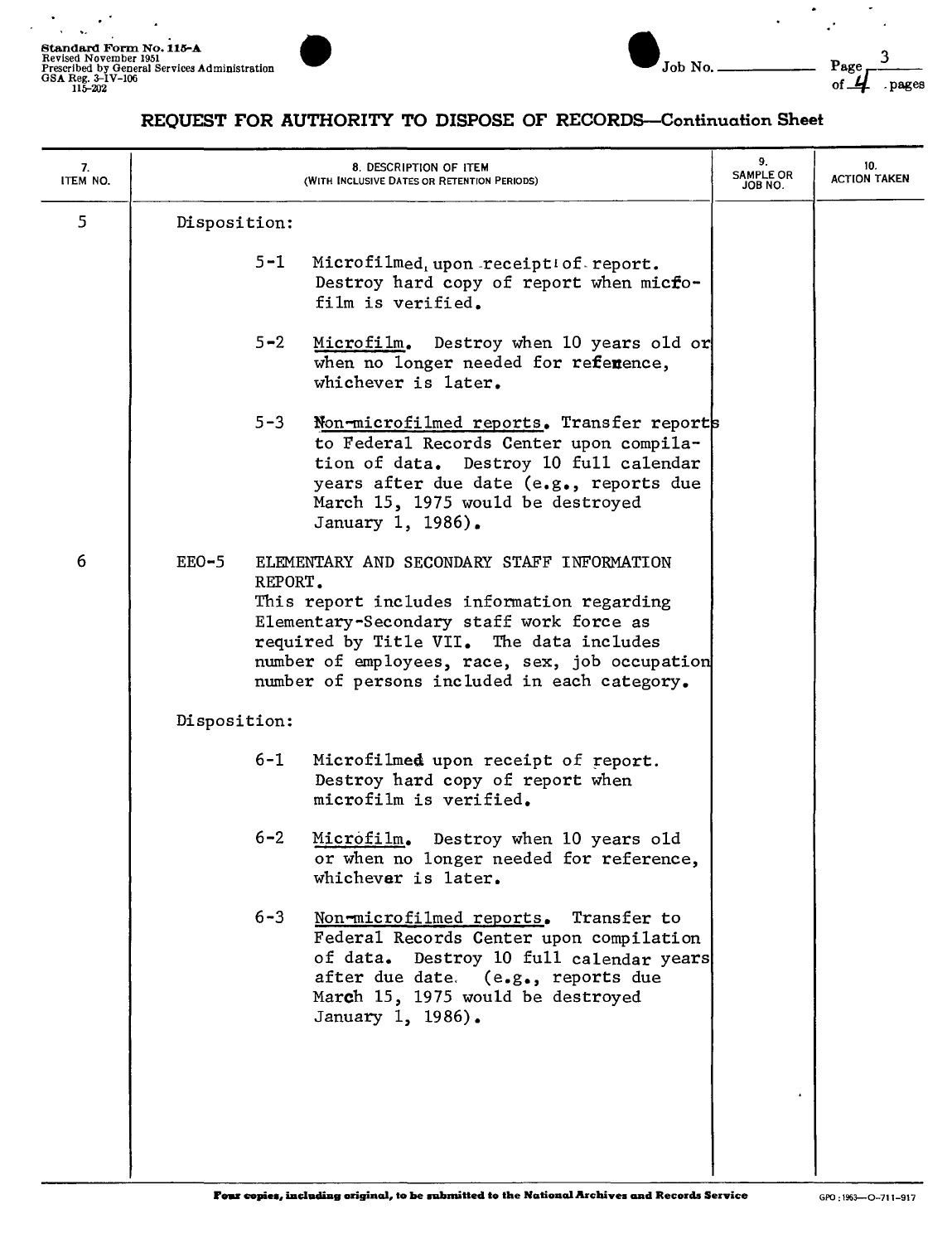Standard Form No. 115-A
Revised November 1951
Prescribed by General Services Administration
GSA Reg. 3-IV-106
115-202

Job No. ______

# REQUEST FOR AUTHORITY TO DISPOSE OF RECORDS—Continuation Sheet

| 7. ITEM NO. | 8. DESCRIPTION OF ITEM (WITH INCLUSIVE DATES OR RETENTION PERIODS) | 9. SAMPLE OR JOB NO. | 10. ACTION TAKEN |
|---|---|---|---|
| 5 | Disposition: | | |
| | 5-1 Microfilmed upon receipt of report. Destroy hard copy of report when micfofilm is verified. | | |
| | 5-2 Microfilm. Destroy when 10 years old or when no longer needed for reference, whichever is later. | | |
| | 5-3 Non-microfilmed reports. Transfer reports to Federal Records Center upon compilation of data. Destroy 10 full calendar years after due date (e.g., reports due March 15, 1975 would be destroyed January 1, 1986). | | |
| 6 | EEO-5 ELEMENTARY AND SECONDARY STAFF INFORMATION REPORT. This report includes information regarding Elementary-Secondary staff work force as required by Title VII. The data includes number of employees, race, sex, job occupation number of persons included in each category. | | |
| | Disposition: | | |
| | 6-1 Microfilmed upon receipt of report. Destroy hard copy of report when microfilm is verified. | | |
| | 6-2 Microfilm. Destroy when 10 years old or when no longer needed for reference, whichever is later. | | |
| | 6-3 Non-microfilmed reports. Transfer to Federal Records Center upon compilation of data. Destroy 10 full calendar years after due date. (e.g., reports due March 15, 1975 would be destroyed January 1, 1986). | | |

Four copies, including original, to be submitted to the National Archives and Records Service

GPO : 1963—O-711-917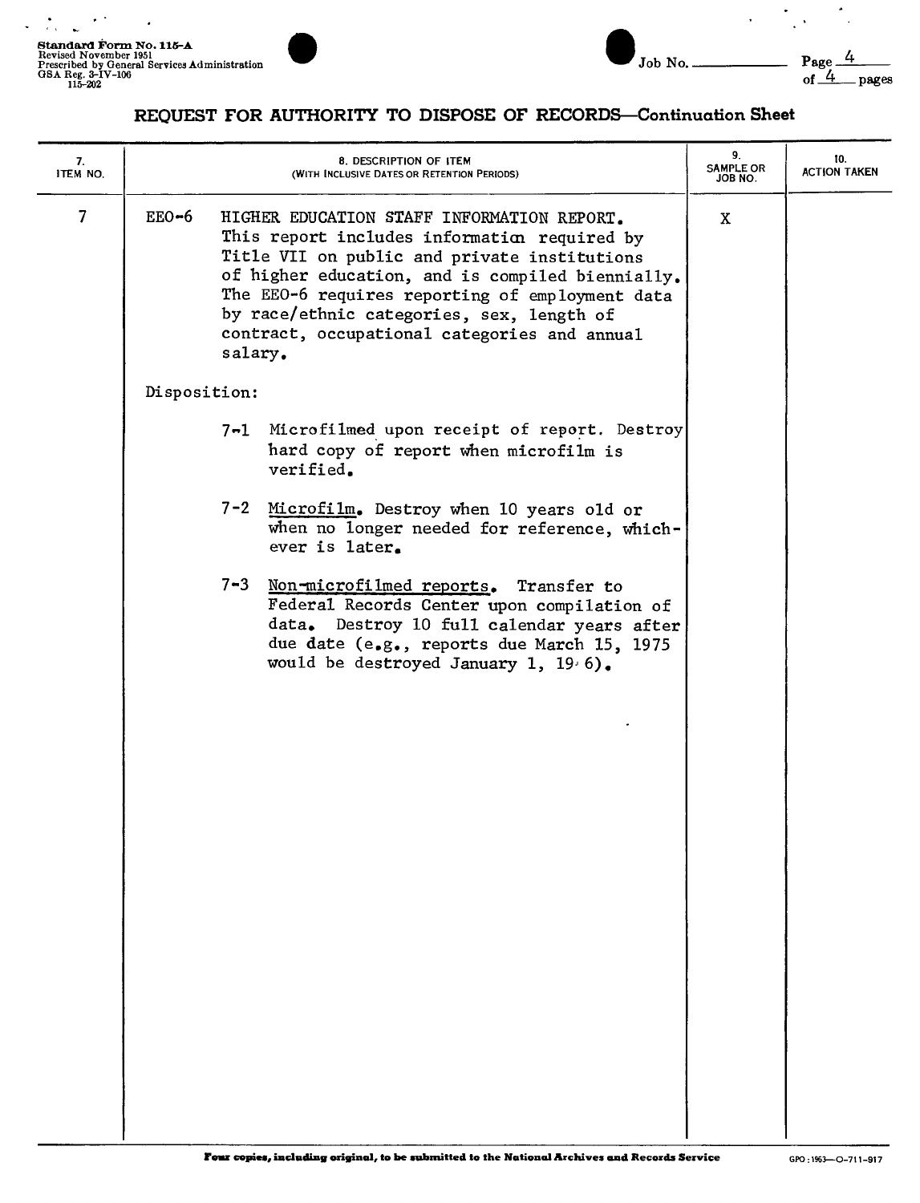Standard Form No. 115-A
Revised November 1951
Prescribed by General Services Administration
GSA Reg. 3-IV-106
115-202

Job No. ____________ Page 4 of 4 pages

## REQUEST FOR AUTHORITY TO DISPOSE OF RECORDS—Continuation Sheet

| 7. ITEM NO. | 8. DESCRIPTION OF ITEM (WITH INCLUSIVE DATES OR RETENTION PERIODS) | 9. SAMPLE OR JOB NO. | 10. ACTION TAKEN |
|---|---|---|---|
| 7 | EEO-6 HIGHER EDUCATION STAFF INFORMATION REPORT. This report includes information required by Title VII on public and private institutions of higher education, and is compiled biennially. The EEO-6 requires reporting of employment data by race/ethnic categories, sex, length of contract, occupational categories and annual salary.<br><br>Disposition:<br><br>7-1 Microfilmed upon receipt of report. Destroy hard copy of report when microfilm is verified.<br><br>7-2 Microfilm. Destroy when 10 years old or when no longer needed for reference, whichever is later.<br><br>7-3 Non-microfilmed reports. Transfer to Federal Records Center upon compilation of data. Destroy 10 full calendar years after due date (e.g., reports due March 15, 1975 would be destroyed January 1, 19 6). | X | |

Four copies, including original, to be submitted to the National Archives and Records Service

GPO : 1963—O-711-917